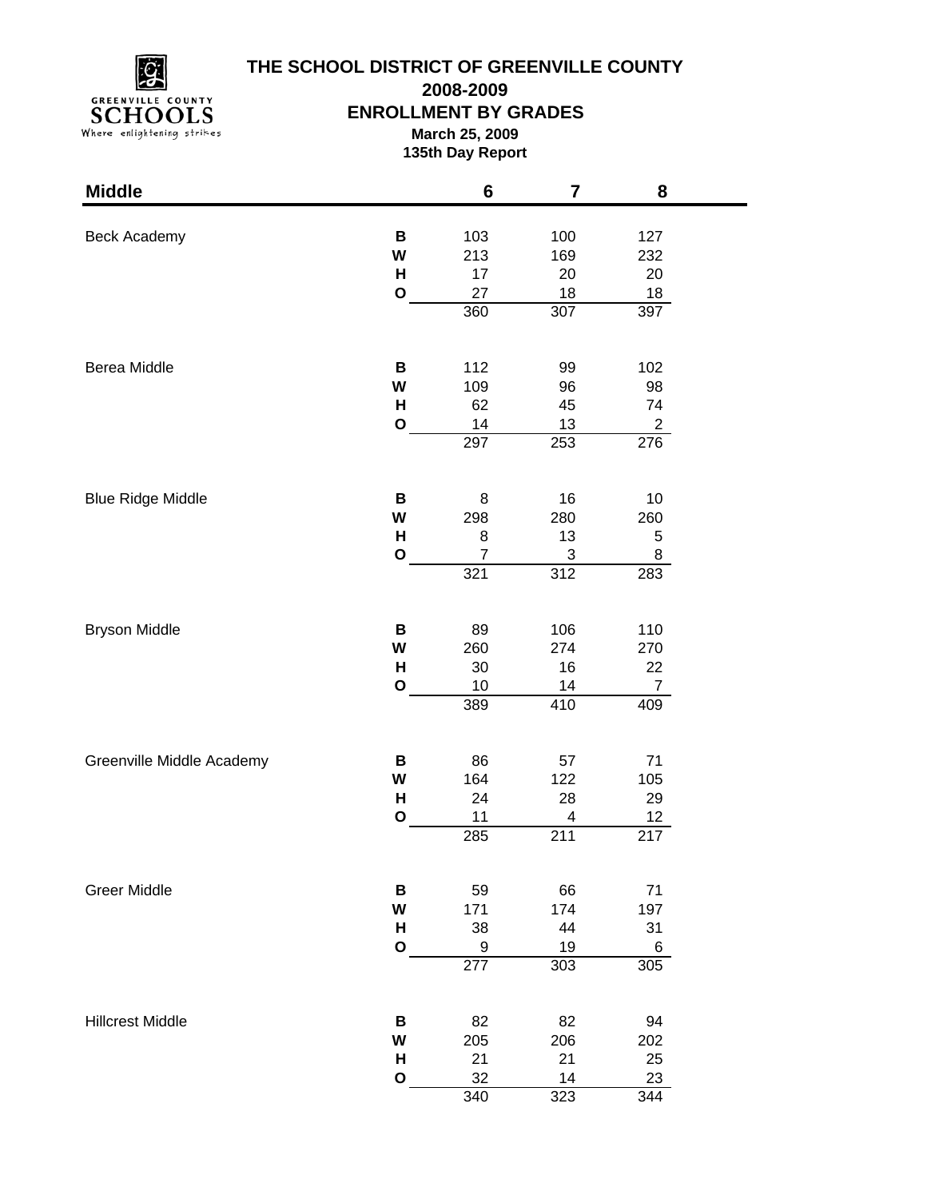# THE SCHOOL DISTRICT OF GREENVILLE COUNTY

## 2008-2009

## ENROLLMENT BY GRADES

**March 25, 2009**

**135th Day Report**

| Middle | | 6 | 7 | 8 |
|---|---|---|---|---|
| Beck Academy | **B** | 103 | 100 | 127 |
| | **W** | 213 | 169 | 232 |
| | **H** | 17 | 20 | 20 |
| | **O** | 27 | 18 | 18 |
| | | 360 | 307 | 397 |
| Berea Middle | **B** | 112 | 99 | 102 |
| | **W** | 109 | 96 | 98 |
| | **H** | 62 | 45 | 74 |
| | **O** | 14 | 13 | 2 |
| | | 297 | 253 | 276 |
| Blue Ridge Middle | **B** | 8 | 16 | 10 |
| | **W** | 298 | 280 | 260 |
| | **H** | 8 | 13 | 5 |
| | **O** | 7 | 3 | 8 |
| | | 321 | 312 | 283 |
| Bryson Middle | **B** | 89 | 106 | 110 |
| | **W** | 260 | 274 | 270 |
| | **H** | 30 | 16 | 22 |
| | **O** | 10 | 14 | 7 |
| | | 389 | 410 | 409 |
| Greenville Middle Academy | **B** | 86 | 57 | 71 |
| | **W** | 164 | 122 | 105 |
| | **H** | 24 | 28 | 29 |
| | **O** | 11 | 4 | 12 |
| | | 285 | 211 | 217 |
| Greer Middle | **B** | 59 | 66 | 71 |
| | **W** | 171 | 174 | 197 |
| | **H** | 38 | 44 | 31 |
| | **O** | 9 | 19 | 6 |
| | | 277 | 303 | 305 |
| Hillcrest Middle | **B** | 82 | 82 | 94 |
| | **W** | 205 | 206 | 202 |
| | **H** | 21 | 21 | 25 |
| | **O** | 32 | 14 | 23 |
| | | 340 | 323 | 344 |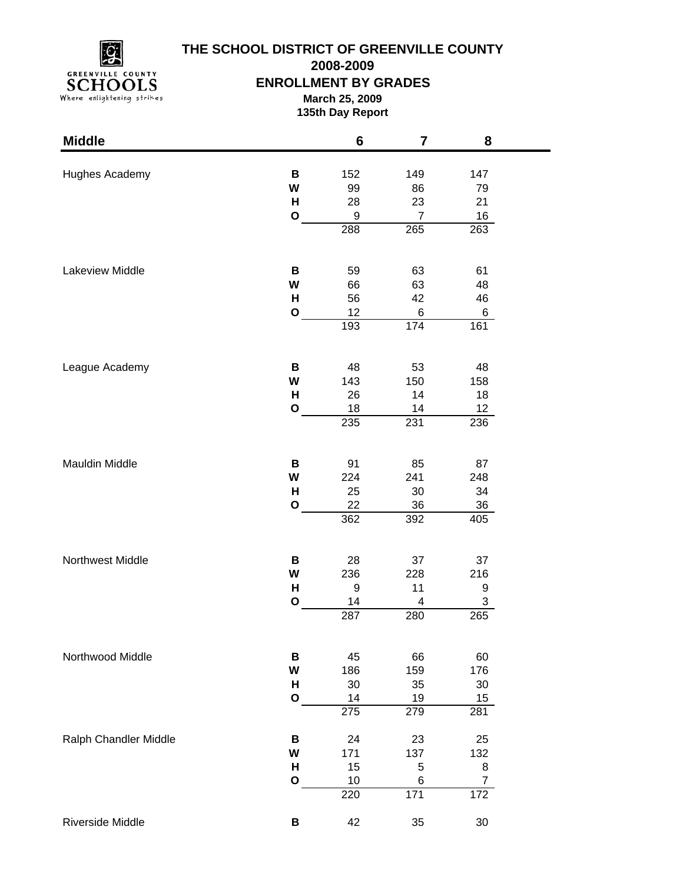# THE SCHOOL DISTRICT OF GREENVILLE COUNTY

## 2008-2009

## ENROLLMENT BY GRADES

**March 25, 2009**

**135th Day Report**

| Middle | | 6 | 7 | 8 |
|---|---|---|---|---|
| Hughes Academy | **B** | 152 | 149 | 147 |
| | **W** | 99 | 86 | 79 |
| | **H** | 28 | 23 | 21 |
| | **O** | 9 | 7 | 16 |
| | | 288 | 265 | 263 |
| Lakeview Middle | **B** | 59 | 63 | 61 |
| | **W** | 66 | 63 | 48 |
| | **H** | 56 | 42 | 46 |
| | **O** | 12 | 6 | 6 |
| | | 193 | 174 | 161 |
| League Academy | **B** | 48 | 53 | 48 |
| | **W** | 143 | 150 | 158 |
| | **H** | 26 | 14 | 18 |
| | **O** | 18 | 14 | 12 |
| | | 235 | 231 | 236 |
| Mauldin Middle | **B** | 91 | 85 | 87 |
| | **W** | 224 | 241 | 248 |
| | **H** | 25 | 30 | 34 |
| | **O** | 22 | 36 | 36 |
| | | 362 | 392 | 405 |
| Northwest Middle | **B** | 28 | 37 | 37 |
| | **W** | 236 | 228 | 216 |
| | **H** | 9 | 11 | 9 |
| | **O** | 14 | 4 | 3 |
| | | 287 | 280 | 265 |
| Northwood Middle | **B** | 45 | 66 | 60 |
| | **W** | 186 | 159 | 176 |
| | **H** | 30 | 35 | 30 |
| | **O** | 14 | 19 | 15 |
| | | 275 | 279 | 281 |
| Ralph Chandler Middle | **B** | 24 | 23 | 25 |
| | **W** | 171 | 137 | 132 |
| | **H** | 15 | 5 | 8 |
| | **O** | 10 | 6 | 7 |
| | | 220 | 171 | 172 |
| Riverside Middle | **B** | 42 | 35 | 30 |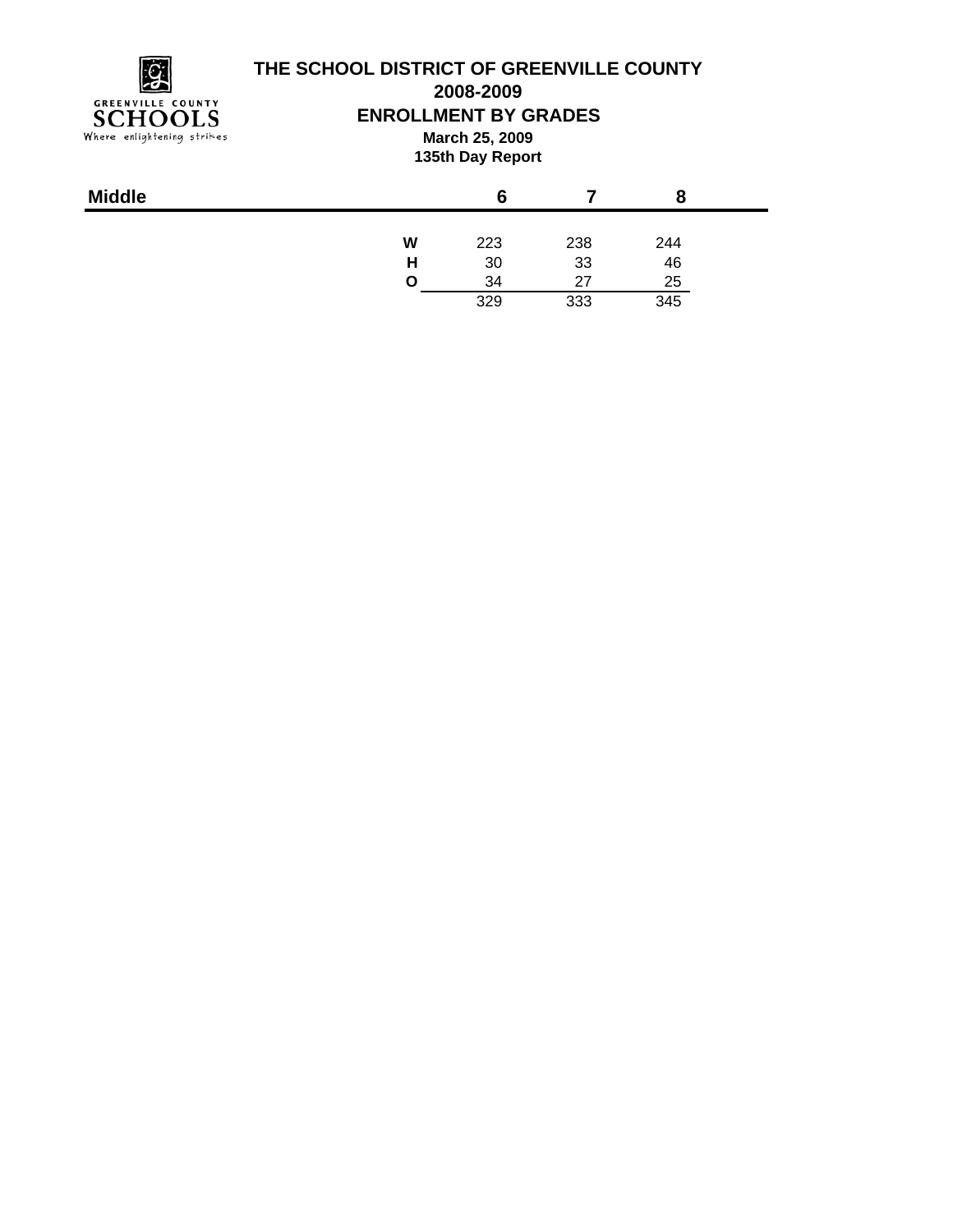# THE SCHOOL DISTRICT OF GREENVILLE COUNTY

## 2008-2009

## ENROLLMENT BY GRADES

**March 25, 2009**

**135th Day Report**

| Middle | | 6 | 7 | 8 |
|---|---|---|---|---|
| | **W** | 223 | 238 | 244 |
| | **H** | 30 | 33 | 46 |
| | **O** | 34 | 27 | 25 |
| | | 329 | 333 | 345 |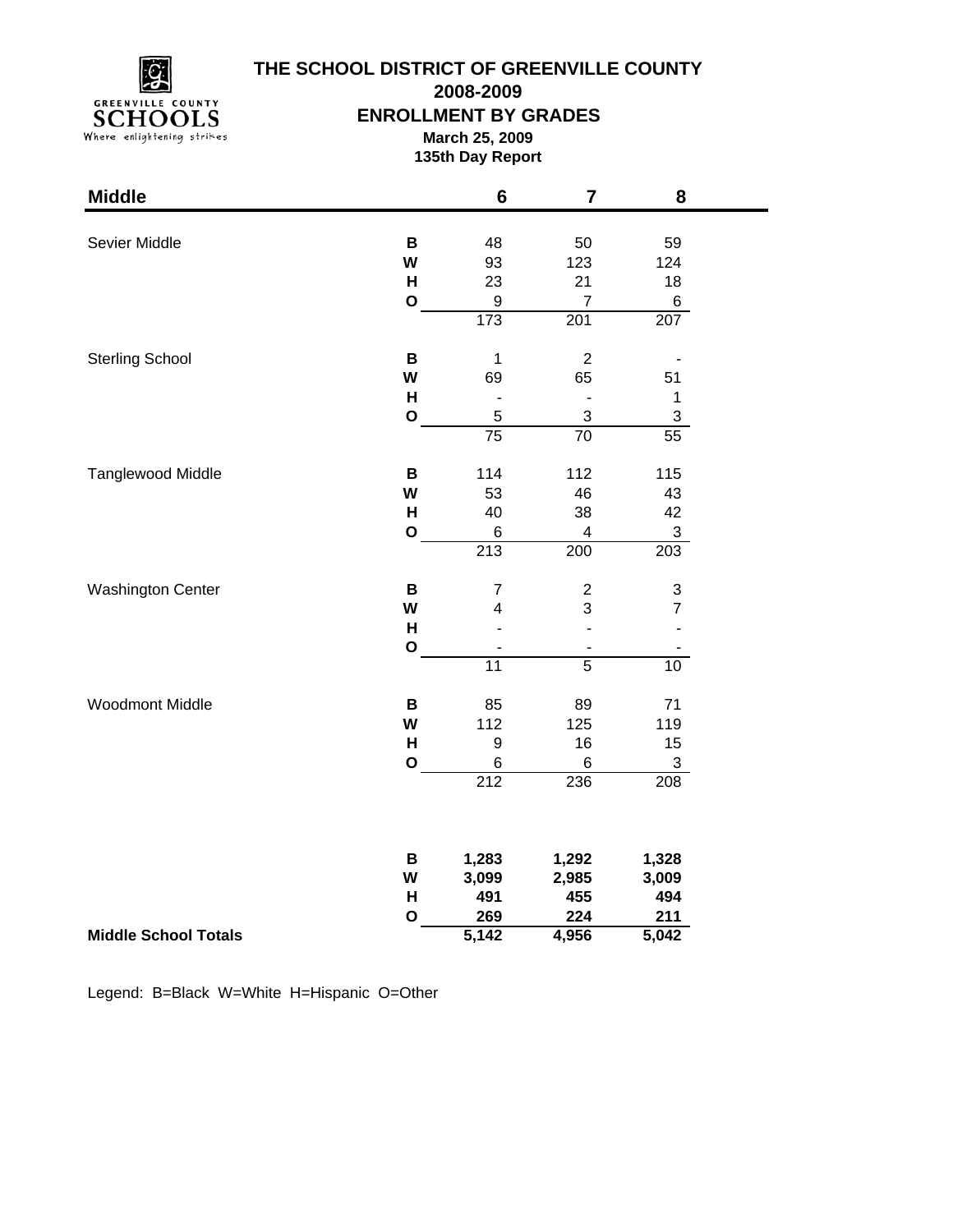# THE SCHOOL DISTRICT OF GREENVILLE COUNTY

## 2008-2009

## ENROLLMENT BY GRADES

**March 25, 2009**

**135th Day Report**

| Middle | | 6 | 7 | 8 |
|---|---|---|---|---|
| Sevier Middle | B | 48 | 50 | 59 |
| | W | 93 | 123 | 124 |
| | H | 23 | 21 | 18 |
| | O | 9 | 7 | 6 |
| | | 173 | 201 | 207 |
| Sterling School | B | 1 | 2 | - |
| | W | 69 | 65 | 51 |
| | H | - | - | 1 |
| | O | 5 | 3 | 3 |
| | | 75 | 70 | 55 |
| Tanglewood Middle | B | 114 | 112 | 115 |
| | W | 53 | 46 | 43 |
| | H | 40 | 38 | 42 |
| | O | 6 | 4 | 3 |
| | | 213 | 200 | 203 |
| Washington Center | B | 7 | 2 | 3 |
| | W | 4 | 3 | 7 |
| | H | - | - | - |
| | O | - | - | - |
| | | 11 | 5 | 10 |
| Woodmont Middle | B | 85 | 89 | 71 |
| | W | 112 | 125 | 119 |
| | H | 9 | 16 | 15 |
| | O | 6 | 6 | 3 |
| | | 212 | 236 | 208 |
| | **B** | **1,283** | **1,292** | **1,328** |
| | **W** | **3,099** | **2,985** | **3,009** |
| | **H** | **491** | **455** | **494** |
| | **O** | **269** | **224** | **211** |
| **Middle School Totals** | | **5,142** | **4,956** | **5,042** |

Legend: B=Black W=White H=Hispanic O=Other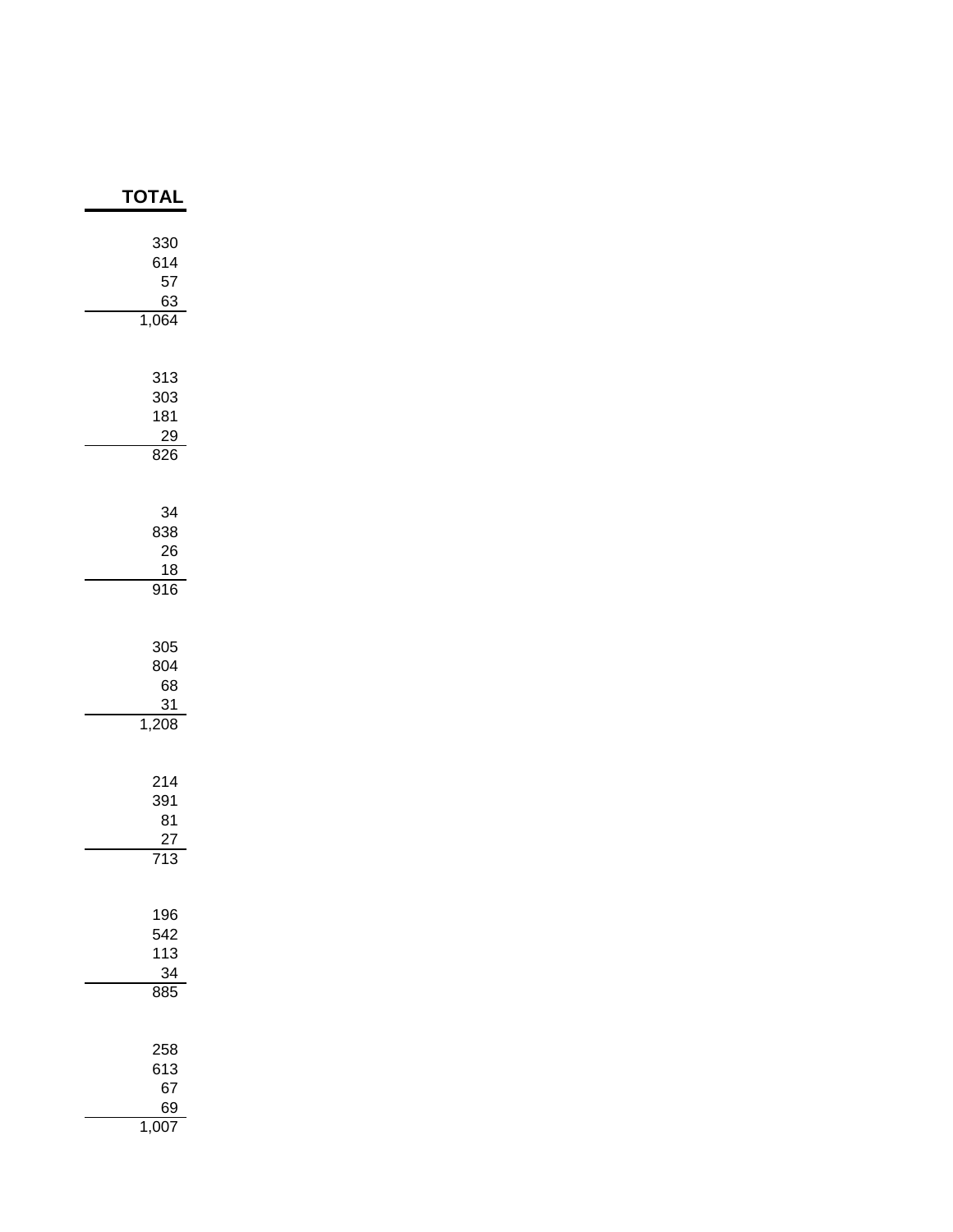| TOTAL |
| ---: |
| 330 |
| 614 |
| 57 |
| 63 |
| 1,064 |
| |
| 313 |
| 303 |
| 181 |
| 29 |
| 826 |
| |
| 34 |
| 838 |
| 26 |
| 18 |
| 916 |
| |
| 305 |
| 804 |
| 68 |
| 31 |
| 1,208 |
| |
| 214 |
| 391 |
| 81 |
| 27 |
| 713 |
| |
| 196 |
| 542 |
| 113 |
| 34 |
| 885 |
| |
| 258 |
| 613 |
| 67 |
| 69 |
| 1,007 |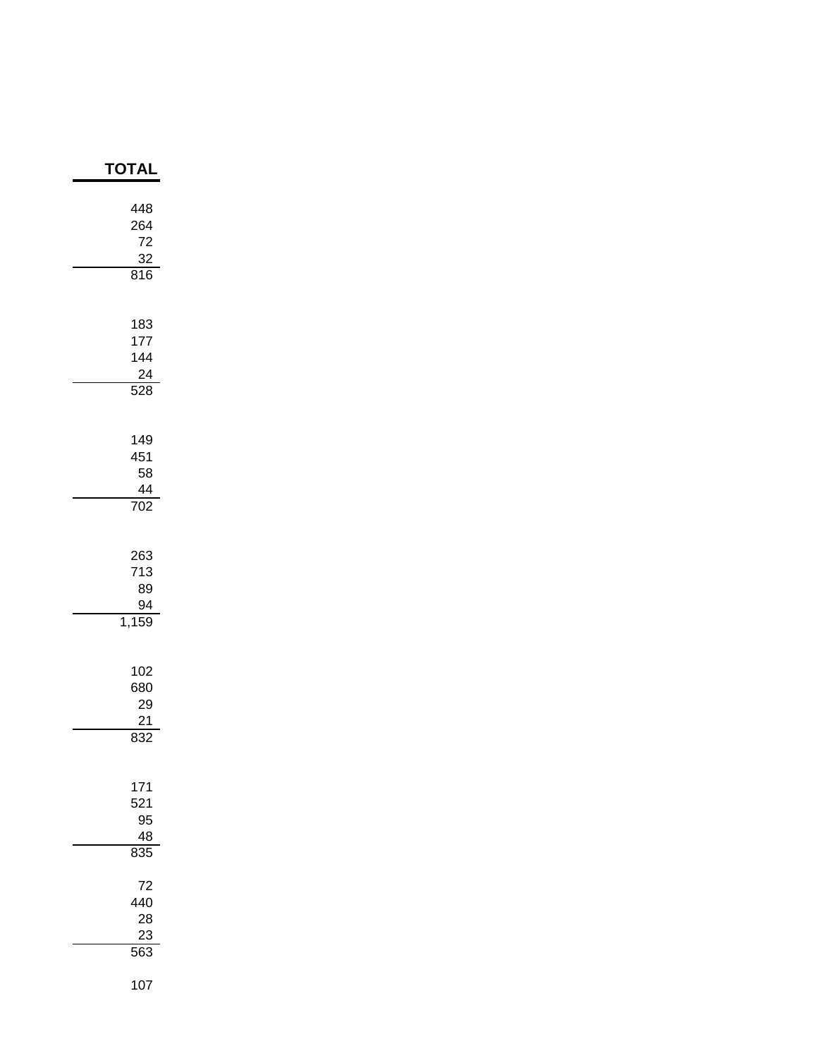| TOTAL |
| ---: |
| 448 |
| 264 |
| 72 |
| 32 |
| 816 |
| |
| 183 |
| 177 |
| 144 |
| 24 |
| 528 |
| |
| 149 |
| 451 |
| 58 |
| 44 |
| 702 |
| |
| 263 |
| 713 |
| 89 |
| 94 |
| 1,159 |
| |
| 102 |
| 680 |
| 29 |
| 21 |
| 832 |
| |
| 171 |
| 521 |
| 95 |
| 48 |
| 835 |
| |
| 72 |
| 440 |
| 28 |
| 23 |
| 563 |
| |
| 107 |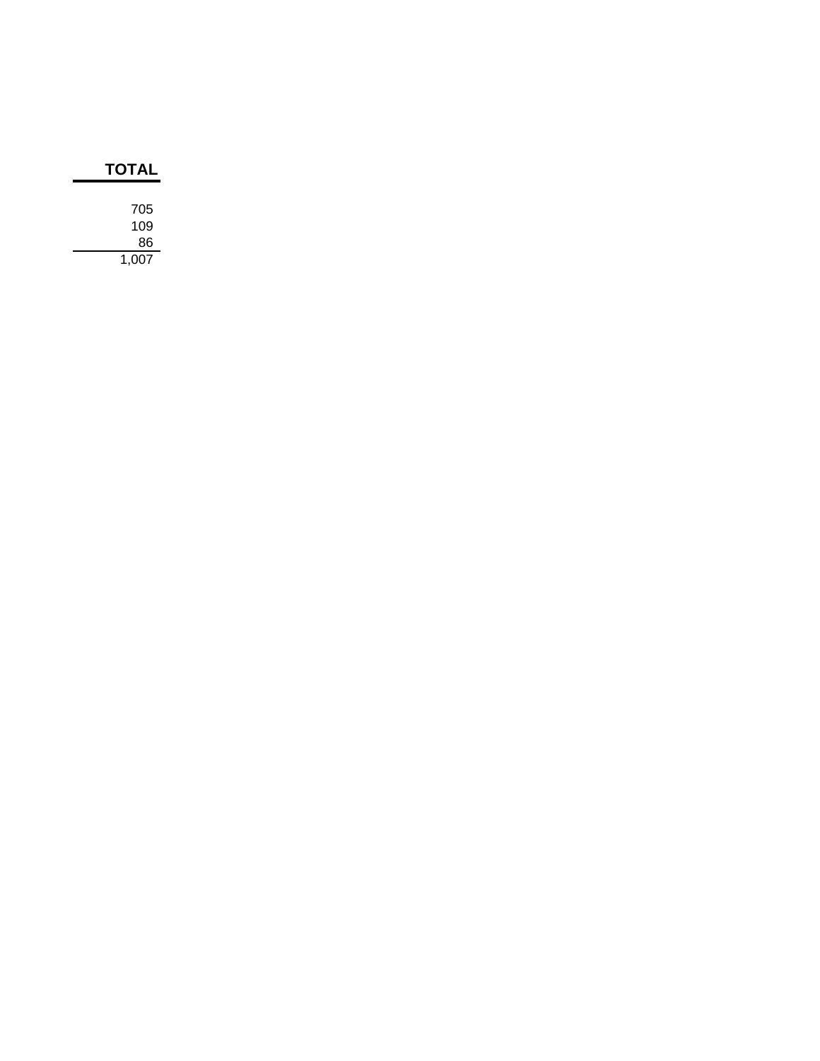| TOTAL |
|---:|
| |
| 705 |
| 109 |
| 86 |
| 1,007 |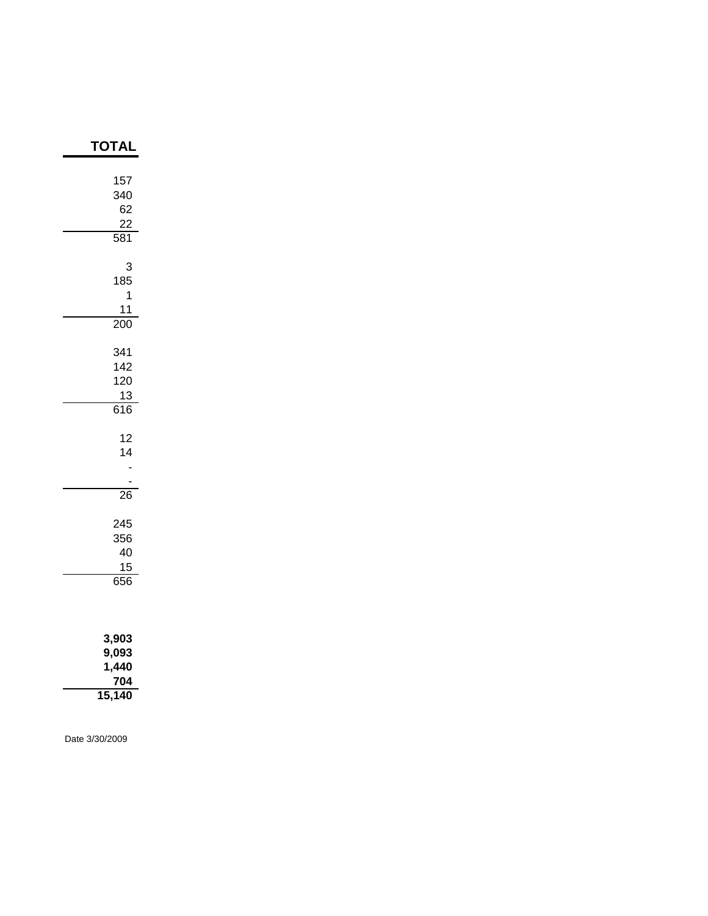| TOTAL |
| --- |
| 157 |
| 340 |
| 62 |
| 22 |
| 581 |
| |
| 3 |
| 185 |
| 1 |
| 11 |
| 200 |
| |
| 341 |
| 142 |
| 120 |
| 13 |
| 616 |
| |
| 12 |
| 14 |
| - |
| - |
| 26 |
| |
| 245 |
| 356 |
| 40 |
| 15 |
| 656 |
| |
| **3,903** |
| **9,093** |
| **1,440** |
| **704** |
| **15,140** |

Date 3/30/2009